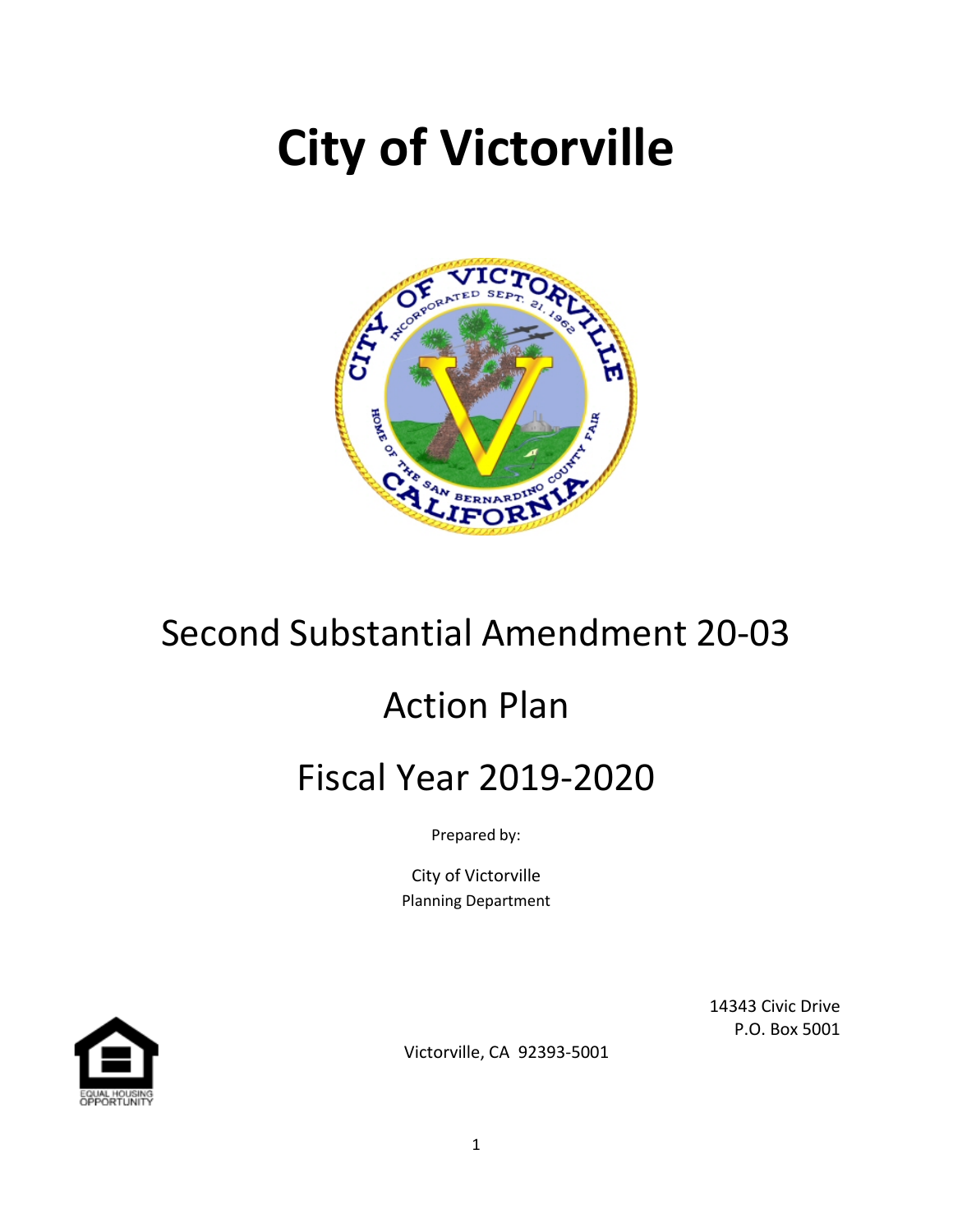# City of Victorville

## Second Substantial Amendment 20-03

## Action Plan

## Fiscal Year 2019-2020

Prepared by:

City of Victorville
Planning Department

14343 Civic Drive
P.O. Box 5001
Victorville, CA 92393-5001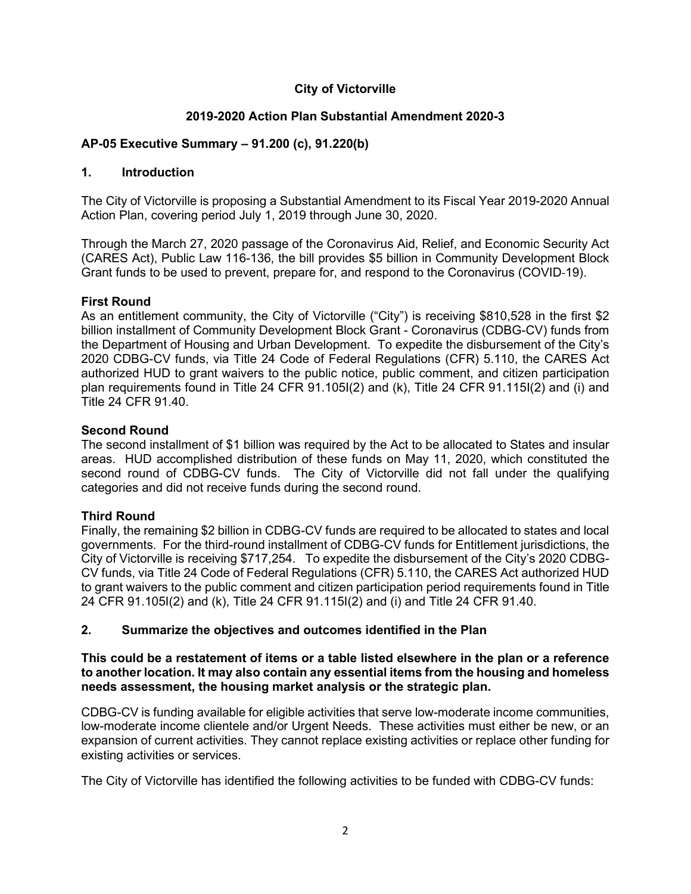**City of Victorville**

**2019-2020 Action Plan Substantial Amendment 2020-3**

## AP-05 Executive Summary – 91.200 (c), 91.220(b)

### 1. Introduction

The City of Victorville is proposing a Substantial Amendment to its Fiscal Year 2019-2020 Annual Action Plan, covering period July 1, 2019 through June 30, 2020.

Through the March 27, 2020 passage of the Coronavirus Aid, Relief, and Economic Security Act (CARES Act), Public Law 116-136, the bill provides $5 billion in Community Development Block Grant funds to be used to prevent, prepare for, and respond to the Coronavirus (COVID-19).

**First Round**
As an entitlement community, the City of Victorville ("City") is receiving $810,528 in the first $2 billion installment of Community Development Block Grant - Coronavirus (CDBG-CV) funds from the Department of Housing and Urban Development. To expedite the disbursement of the City's 2020 CDBG-CV funds, via Title 24 Code of Federal Regulations (CFR) 5.110, the CARES Act authorized HUD to grant waivers to the public notice, public comment, and citizen participation plan requirements found in Title 24 CFR 91.105I(2) and (k), Title 24 CFR 91.115I(2) and (i) and Title 24 CFR 91.40.

**Second Round**
The second installment of $1 billion was required by the Act to be allocated to States and insular areas. HUD accomplished distribution of these funds on May 11, 2020, which constituted the second round of CDBG-CV funds. The City of Victorville did not fall under the qualifying categories and did not receive funds during the second round.

**Third Round**
Finally, the remaining $2 billion in CDBG-CV funds are required to be allocated to states and local governments. For the third-round installment of CDBG-CV funds for Entitlement jurisdictions, the City of Victorville is receiving $717,254. To expedite the disbursement of the City's 2020 CDBG-CV funds, via Title 24 Code of Federal Regulations (CFR) 5.110, the CARES Act authorized HUD to grant waivers to the public comment and citizen participation period requirements found in Title 24 CFR 91.105I(2) and (k), Title 24 CFR 91.115I(2) and (i) and Title 24 CFR 91.40.

### 2. Summarize the objectives and outcomes identified in the Plan

**This could be a restatement of items or a table listed elsewhere in the plan or a reference to another location. It may also contain any essential items from the housing and homeless needs assessment, the housing market analysis or the strategic plan.**

CDBG-CV is funding available for eligible activities that serve low-moderate income communities, low-moderate income clientele and/or Urgent Needs. These activities must either be new, or an expansion of current activities. They cannot replace existing activities or replace other funding for existing activities or services.

The City of Victorville has identified the following activities to be funded with CDBG-CV funds: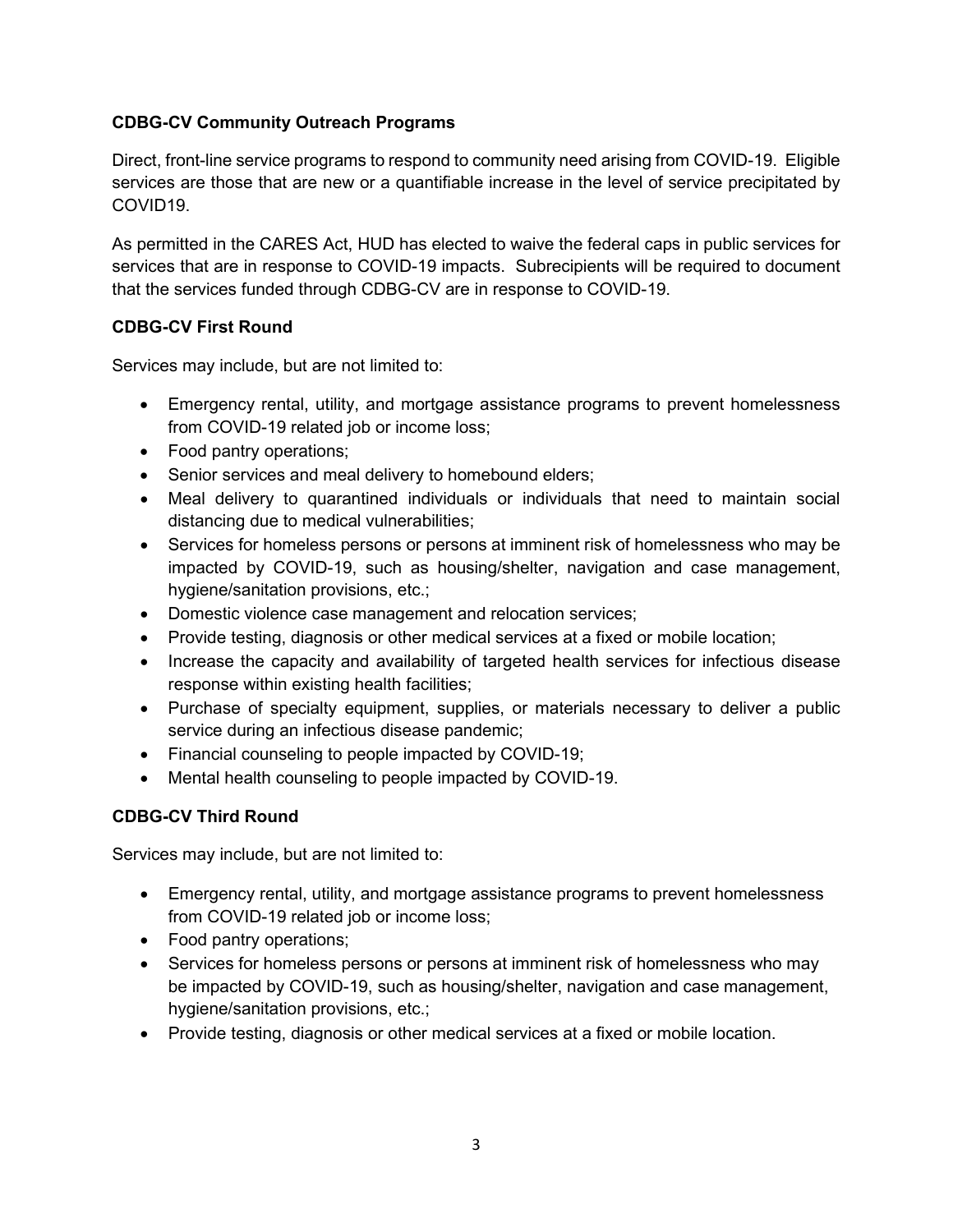**CDBG-CV Community Outreach Programs**

Direct, front-line service programs to respond to community need arising from COVID-19. Eligible services are those that are new or a quantifiable increase in the level of service precipitated by COVID19.

As permitted in the CARES Act, HUD has elected to waive the federal caps in public services for services that are in response to COVID-19 impacts. Subrecipients will be required to document that the services funded through CDBG-CV are in response to COVID-19.

**CDBG-CV First Round**

Services may include, but are not limited to:

- Emergency rental, utility, and mortgage assistance programs to prevent homelessness from COVID-19 related job or income loss;
- Food pantry operations;
- Senior services and meal delivery to homebound elders;
- Meal delivery to quarantined individuals or individuals that need to maintain social distancing due to medical vulnerabilities;
- Services for homeless persons or persons at imminent risk of homelessness who may be impacted by COVID-19, such as housing/shelter, navigation and case management, hygiene/sanitation provisions, etc.;
- Domestic violence case management and relocation services;
- Provide testing, diagnosis or other medical services at a fixed or mobile location;
- Increase the capacity and availability of targeted health services for infectious disease response within existing health facilities;
- Purchase of specialty equipment, supplies, or materials necessary to deliver a public service during an infectious disease pandemic;
- Financial counseling to people impacted by COVID-19;
- Mental health counseling to people impacted by COVID-19.

**CDBG-CV Third Round**

Services may include, but are not limited to:

- Emergency rental, utility, and mortgage assistance programs to prevent homelessness from COVID-19 related job or income loss;
- Food pantry operations;
- Services for homeless persons or persons at imminent risk of homelessness who may be impacted by COVID-19, such as housing/shelter, navigation and case management, hygiene/sanitation provisions, etc.;
- Provide testing, diagnosis or other medical services at a fixed or mobile location.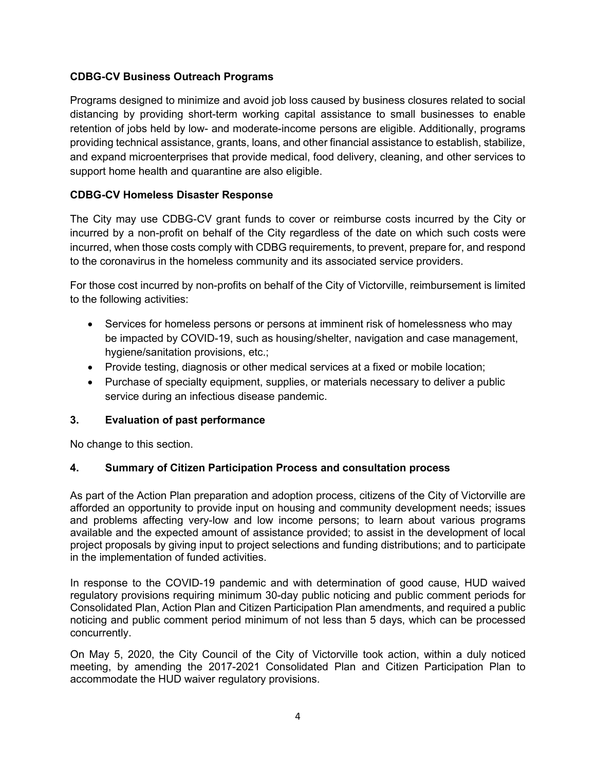**CDBG-CV Business Outreach Programs**

Programs designed to minimize and avoid job loss caused by business closures related to social distancing by providing short-term working capital assistance to small businesses to enable retention of jobs held by low- and moderate-income persons are eligible. Additionally, programs providing technical assistance, grants, loans, and other financial assistance to establish, stabilize, and expand microenterprises that provide medical, food delivery, cleaning, and other services to support home health and quarantine are also eligible.

**CDBG-CV Homeless Disaster Response**

The City may use CDBG-CV grant funds to cover or reimburse costs incurred by the City or incurred by a non-profit on behalf of the City regardless of the date on which such costs were incurred, when those costs comply with CDBG requirements, to prevent, prepare for, and respond to the coronavirus in the homeless community and its associated service providers.

For those cost incurred by non-profits on behalf of the City of Victorville, reimbursement is limited to the following activities:

- Services for homeless persons or persons at imminent risk of homelessness who may be impacted by COVID-19, such as housing/shelter, navigation and case management, hygiene/sanitation provisions, etc.;
- Provide testing, diagnosis or other medical services at a fixed or mobile location;
- Purchase of specialty equipment, supplies, or materials necessary to deliver a public service during an infectious disease pandemic.

## 3. Evaluation of past performance

No change to this section.

## 4. Summary of Citizen Participation Process and consultation process

As part of the Action Plan preparation and adoption process, citizens of the City of Victorville are afforded an opportunity to provide input on housing and community development needs; issues and problems affecting very-low and low income persons; to learn about various programs available and the expected amount of assistance provided; to assist in the development of local project proposals by giving input to project selections and funding distributions; and to participate in the implementation of funded activities.

In response to the COVID-19 pandemic and with determination of good cause, HUD waived regulatory provisions requiring minimum 30-day public noticing and public comment periods for Consolidated Plan, Action Plan and Citizen Participation Plan amendments, and required a public noticing and public comment period minimum of not less than 5 days, which can be processed concurrently.

On May 5, 2020, the City Council of the City of Victorville took action, within a duly noticed meeting, by amending the 2017-2021 Consolidated Plan and Citizen Participation Plan to accommodate the HUD waiver regulatory provisions.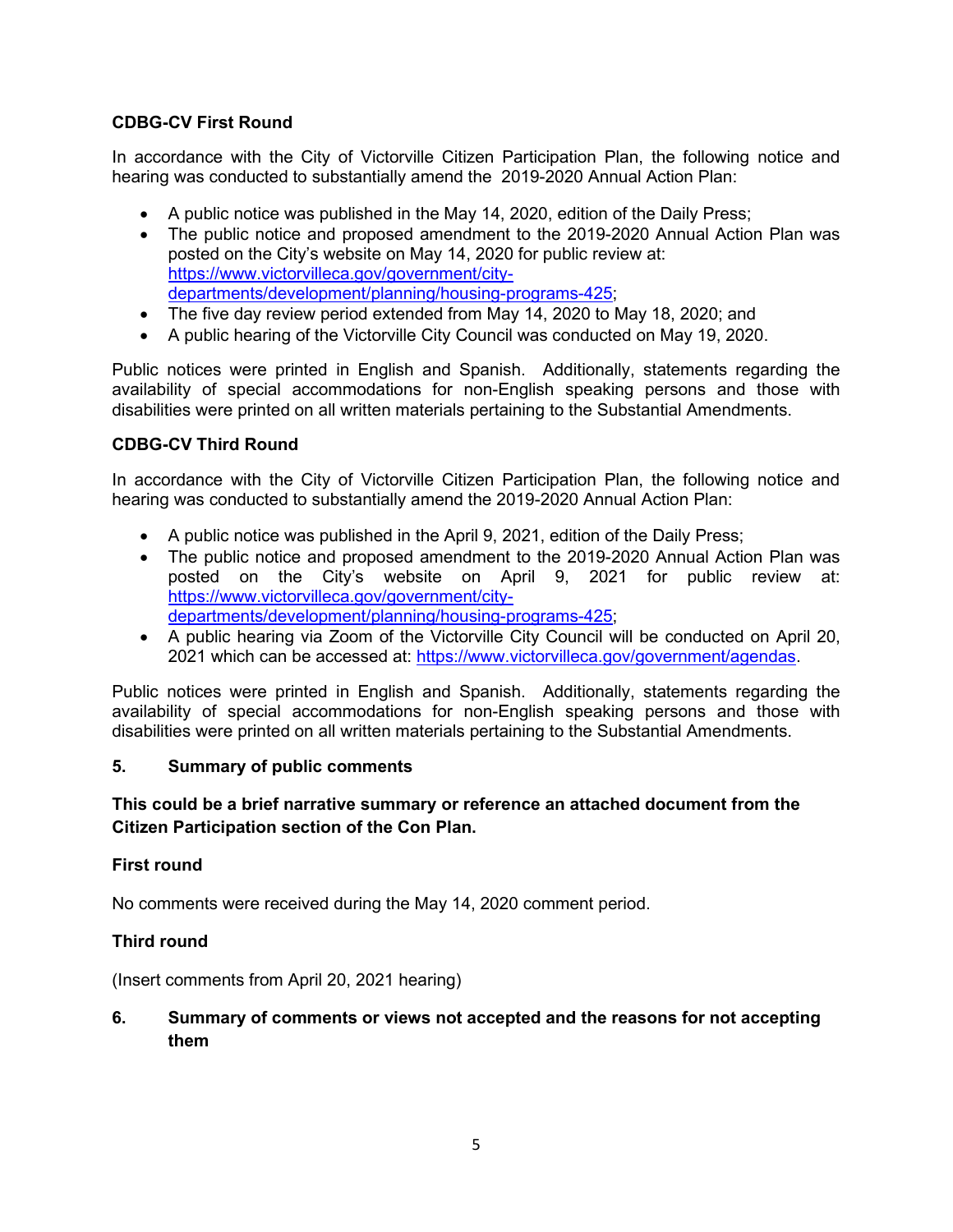**CDBG-CV First Round**

In accordance with the City of Victorville Citizen Participation Plan, the following notice and hearing was conducted to substantially amend the 2019-2020 Annual Action Plan:

- A public notice was published in the May 14, 2020, edition of the Daily Press;
- The public notice and proposed amendment to the 2019-2020 Annual Action Plan was posted on the City's website on May 14, 2020 for public review at: https://www.victorvilleca.gov/government/city-departments/development/planning/housing-programs-425;
- The five day review period extended from May 14, 2020 to May 18, 2020; and
- A public hearing of the Victorville City Council was conducted on May 19, 2020.

Public notices were printed in English and Spanish. Additionally, statements regarding the availability of special accommodations for non-English speaking persons and those with disabilities were printed on all written materials pertaining to the Substantial Amendments.

**CDBG-CV Third Round**

In accordance with the City of Victorville Citizen Participation Plan, the following notice and hearing was conducted to substantially amend the 2019-2020 Annual Action Plan:

- A public notice was published in the April 9, 2021, edition of the Daily Press;
- The public notice and proposed amendment to the 2019-2020 Annual Action Plan was posted on the City's website on April 9, 2021 for public review at: https://www.victorvilleca.gov/government/city-departments/development/planning/housing-programs-425;
- A public hearing via Zoom of the Victorville City Council will be conducted on April 20, 2021 which can be accessed at: https://www.victorvilleca.gov/government/agendas.

Public notices were printed in English and Spanish. Additionally, statements regarding the availability of special accommodations for non-English speaking persons and those with disabilities were printed on all written materials pertaining to the Substantial Amendments.

**5. Summary of public comments**

**This could be a brief narrative summary or reference an attached document from the Citizen Participation section of the Con Plan.**

**First round**

No comments were received during the May 14, 2020 comment period.

**Third round**

(Insert comments from April 20, 2021 hearing)

**6. Summary of comments or views not accepted and the reasons for not accepting them**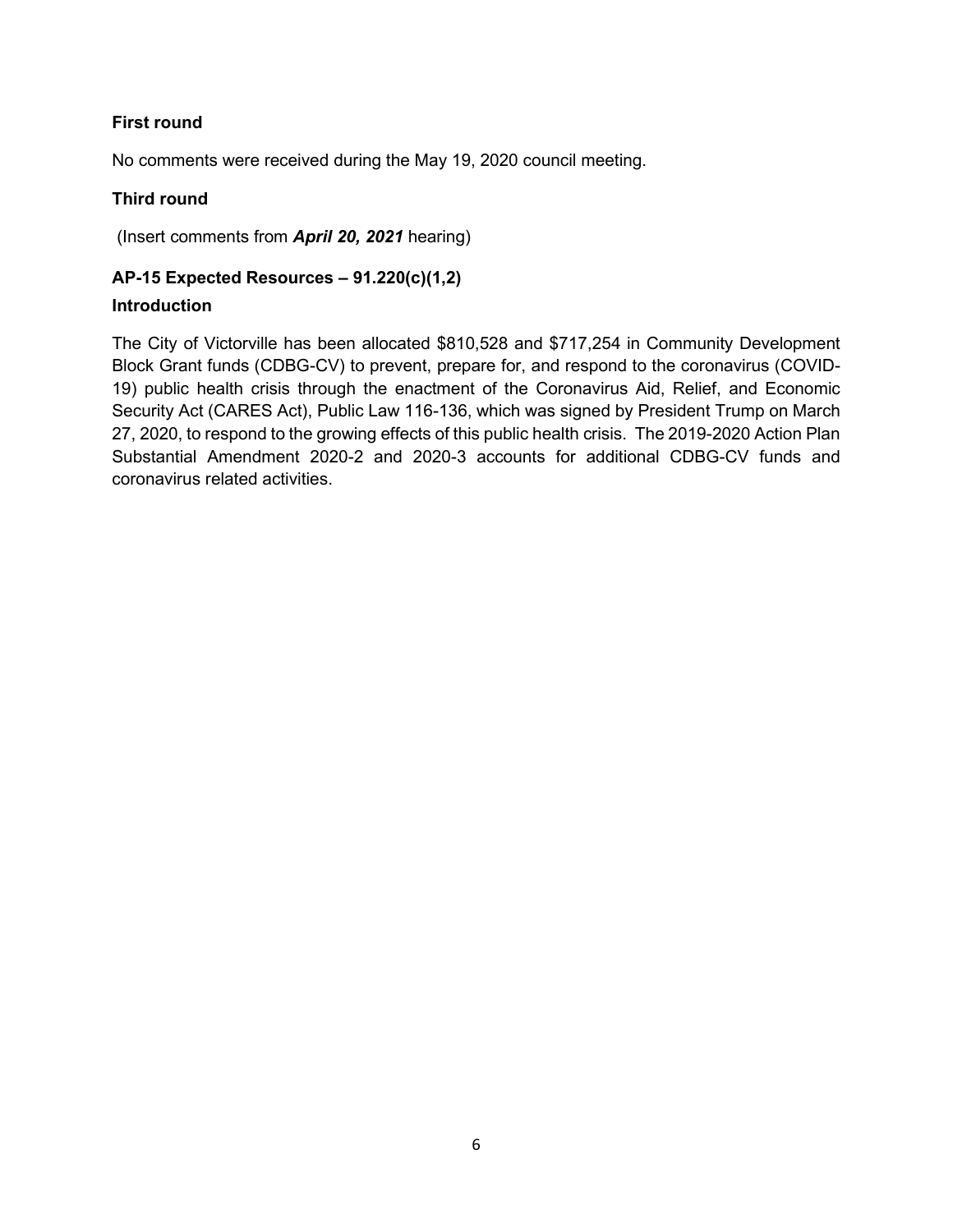**First round**

No comments were received during the May 19, 2020 council meeting.

**Third round**

(Insert comments from ***April 20, 2021*** hearing)

**AP-15 Expected Resources – 91.220(c)(1,2)**

**Introduction**

The City of Victorville has been allocated $810,528 and $717,254 in Community Development Block Grant funds (CDBG-CV) to prevent, prepare for, and respond to the coronavirus (COVID-19) public health crisis through the enactment of the Coronavirus Aid, Relief, and Economic Security Act (CARES Act), Public Law 116-136, which was signed by President Trump on March 27, 2020, to respond to the growing effects of this public health crisis. The 2019-2020 Action Plan Substantial Amendment 2020-2 and 2020-3 accounts for additional CDBG-CV funds and coronavirus related activities.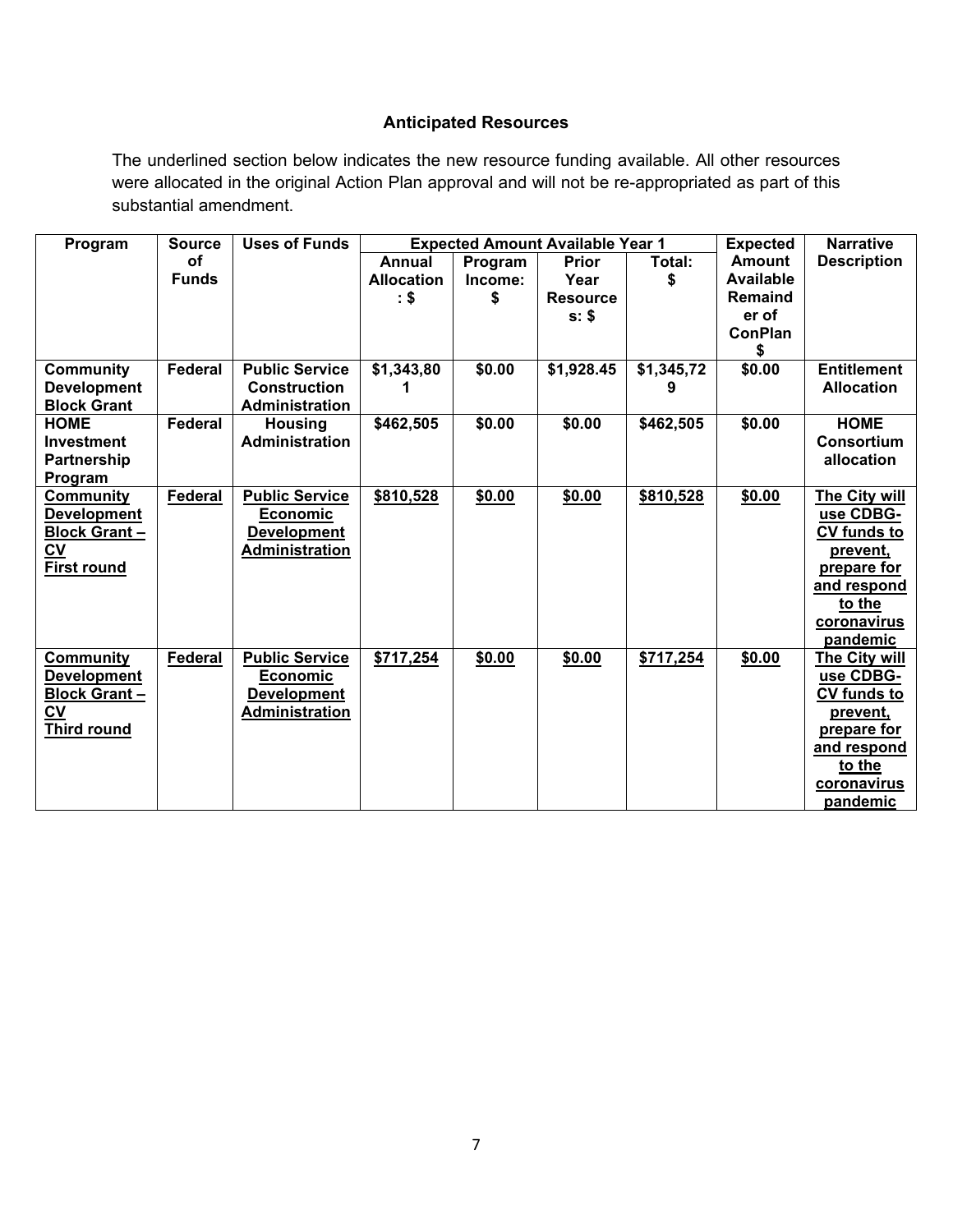## Anticipated Resources

The underlined section below indicates the new resource funding available. All other resources were allocated in the original Action Plan approval and will not be re-appropriated as part of this substantial amendment.

| Program | Source of Funds | Uses of Funds | Expected Amount Available Year 1 | | | | Expected Amount Available Remainder of ConPlan $ | Narrative Description |
|---|---|---|---|---|---|---|---|---|
| | | | Annual Allocation: $ | Program Income: $ | Prior Year Resources: $ | Total: $ | | |
| **Community Development Block Grant** | **Federal** | **Public Service Construction Administration** | **$1,343,801** | **$0.00** | **$1,928.45** | **$1,345,729** | **$0.00** | **Entitlement Allocation** |
| **HOME Investment Partnership Program** | **Federal** | **Housing Administration** | **$462,505** | **$0.00** | **$0.00** | **$462,505** | **$0.00** | **HOME Consortium allocation** |
| **Community Development Block Grant – CV First round** | **Federal** | **Public Service Economic Development Administration** | **$810,528** | **$0.00** | **$0.00** | **$810,528** | **$0.00** | **The City will use CDBG-CV funds to prevent, prepare for and respond to the coronavirus pandemic** |
| **Community Development Block Grant – CV Third round** | **Federal** | **Public Service Economic Development Administration** | **$717,254** | **$0.00** | **$0.00** | **$717,254** | **$0.00** | **The City will use CDBG-CV funds to prevent, prepare for and respond to the coronavirus pandemic** |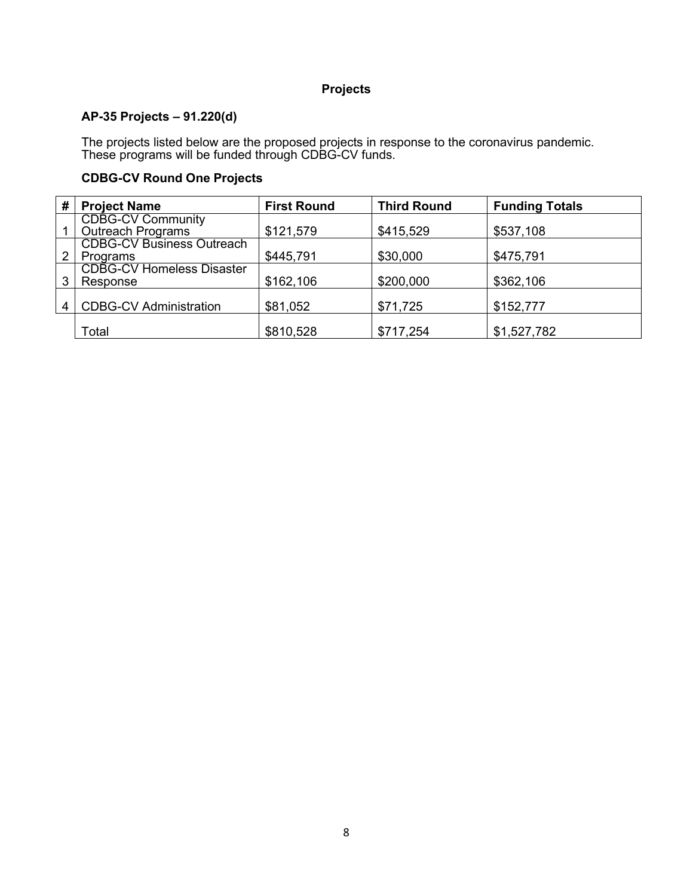**Projects**

### AP-35 Projects – 91.220(d)

The projects listed below are the proposed projects in response to the coronavirus pandemic. These programs will be funded through CDBG-CV funds.

**CDBG-CV Round One Projects**

| # | Project Name | First Round | Third Round | Funding Totals |
|---|---|---|---|---|
| 1 | CDBG-CV Community Outreach Programs | $121,579 | $415,529 | $537,108 |
| 2 | CDBG-CV Business Outreach Programs | $445,791 | $30,000 | $475,791 |
| 3 | CDBG-CV Homeless Disaster Response | $162,106 | $200,000 | $362,106 |
| 4 | CDBG-CV Administration | $81,052 | $71,725 | $152,777 |
| | Total | $810,528 | $717,254 | $1,527,782 |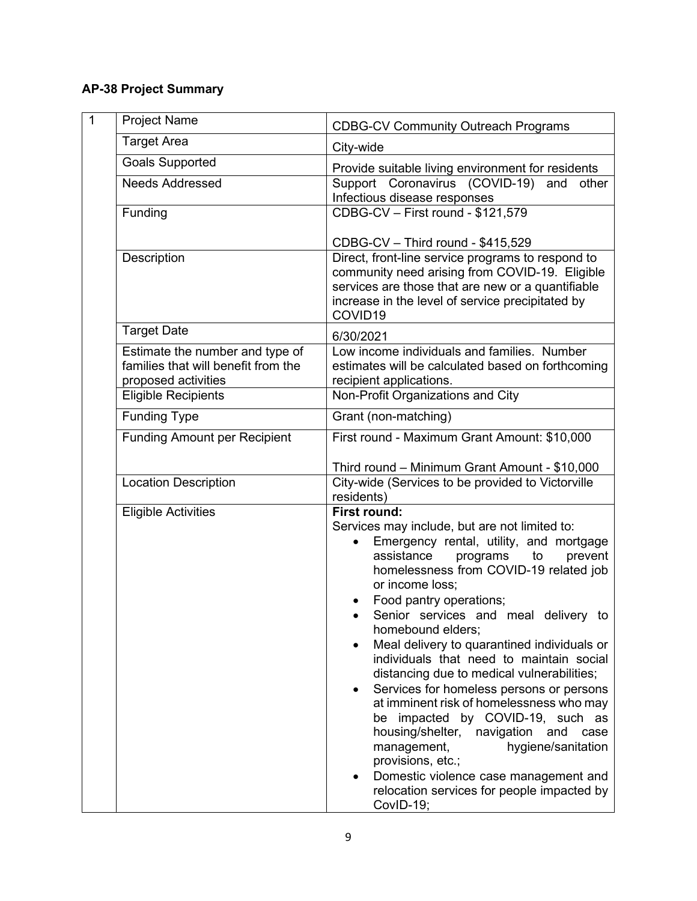### AP-38 Project Summary

| 1 | Project Name | CDBG-CV Community Outreach Programs |
|---|---|---|
| | Target Area | City-wide |
| | Goals Supported | Provide suitable living environment for residents |
| | Needs Addressed | Support Coronavirus (COVID-19) and other Infectious disease responses |
| | Funding | CDBG-CV – First round - $121,579<br><br>CDBG-CV – Third round - $415,529 |
| | Description | Direct, front-line service programs to respond to community need arising from COVID-19. Eligible services are those that are new or a quantifiable increase in the level of service precipitated by COVID19 |
| | Target Date | 6/30/2021 |
| | Estimate the number and type of families that will benefit from the proposed activities | Low income individuals and families. Number estimates will be calculated based on forthcoming recipient applications. |
| | Eligible Recipients | Non-Profit Organizations and City |
| | Funding Type | Grant (non-matching) |
| | Funding Amount per Recipient | First round - Maximum Grant Amount: $10,000<br><br>Third round – Minimum Grant Amount - $10,000 |
| | Location Description | City-wide (Services to be provided to Victorville residents) |
| | Eligible Activities | **First round:**<br>Services may include, but are not limited to:<br>• Emergency rental, utility, and mortgage assistance programs to prevent homelessness from COVID-19 related job or income loss;<br>• Food pantry operations;<br>• Senior services and meal delivery to homebound elders;<br>• Meal delivery to quarantined individuals or individuals that need to maintain social distancing due to medical vulnerabilities;<br>• Services for homeless persons or persons at imminent risk of homelessness who may be impacted by COVID-19, such as housing/shelter, navigation and case management, hygiene/sanitation provisions, etc.;<br>• Domestic violence case management and relocation services for people impacted by CovID-19; |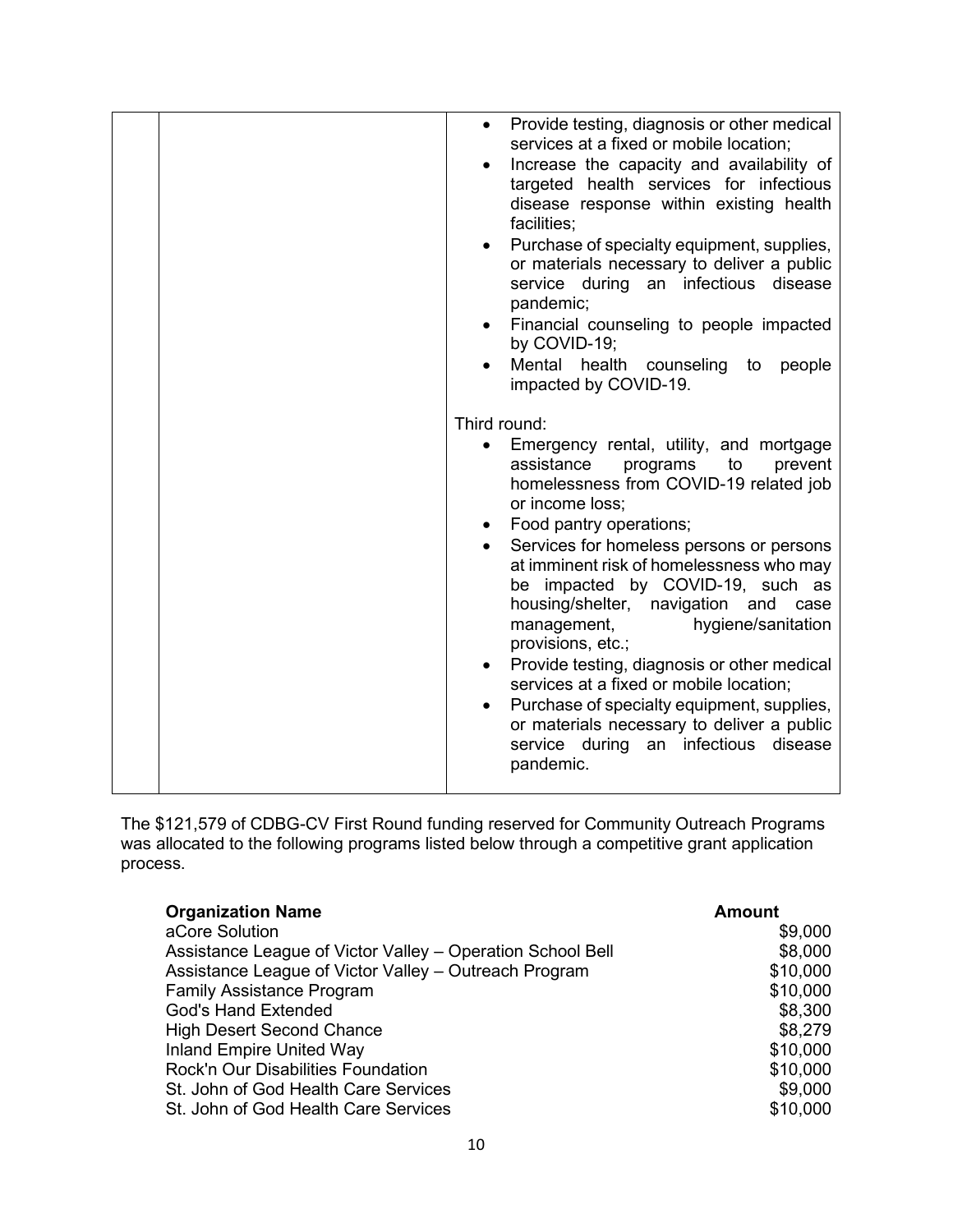| | | • Provide testing, diagnosis or other medical services at a fixed or mobile location;<br>• Increase the capacity and availability of targeted health services for infectious disease response within existing health facilities;<br>• Purchase of specialty equipment, supplies, or materials necessary to deliver a public service during an infectious disease pandemic;<br>• Financial counseling to people impacted by COVID-19;<br>• Mental health counseling to people impacted by COVID-19.<br><br>Third round:<br>• Emergency rental, utility, and mortgage assistance programs to prevent homelessness from COVID-19 related job or income loss;<br>• Food pantry operations;<br>• Services for homeless persons or persons at imminent risk of homelessness who may be impacted by COVID-19, such as housing/shelter, navigation and case management, hygiene/sanitation provisions, etc.;<br>• Provide testing, diagnosis or other medical services at a fixed or mobile location;<br>• Purchase of specialty equipment, supplies, or materials necessary to deliver a public service during an infectious disease pandemic. |
|---|---|---|

The $121,579 of CDBG-CV First Round funding reserved for Community Outreach Programs was allocated to the following programs listed below through a competitive grant application process.

| **Organization Name** | **Amount** |
|---|---:|
| aCore Solution | $9,000 |
| Assistance League of Victor Valley – Operation School Bell | $8,000 |
| Assistance League of Victor Valley – Outreach Program | $10,000 |
| Family Assistance Program | $10,000 |
| God's Hand Extended | $8,300 |
| High Desert Second Chance | $8,279 |
| Inland Empire United Way | $10,000 |
| Rock'n Our Disabilities Foundation | $10,000 |
| St. John of God Health Care Services | $9,000 |
| St. John of God Health Care Services | $10,000 |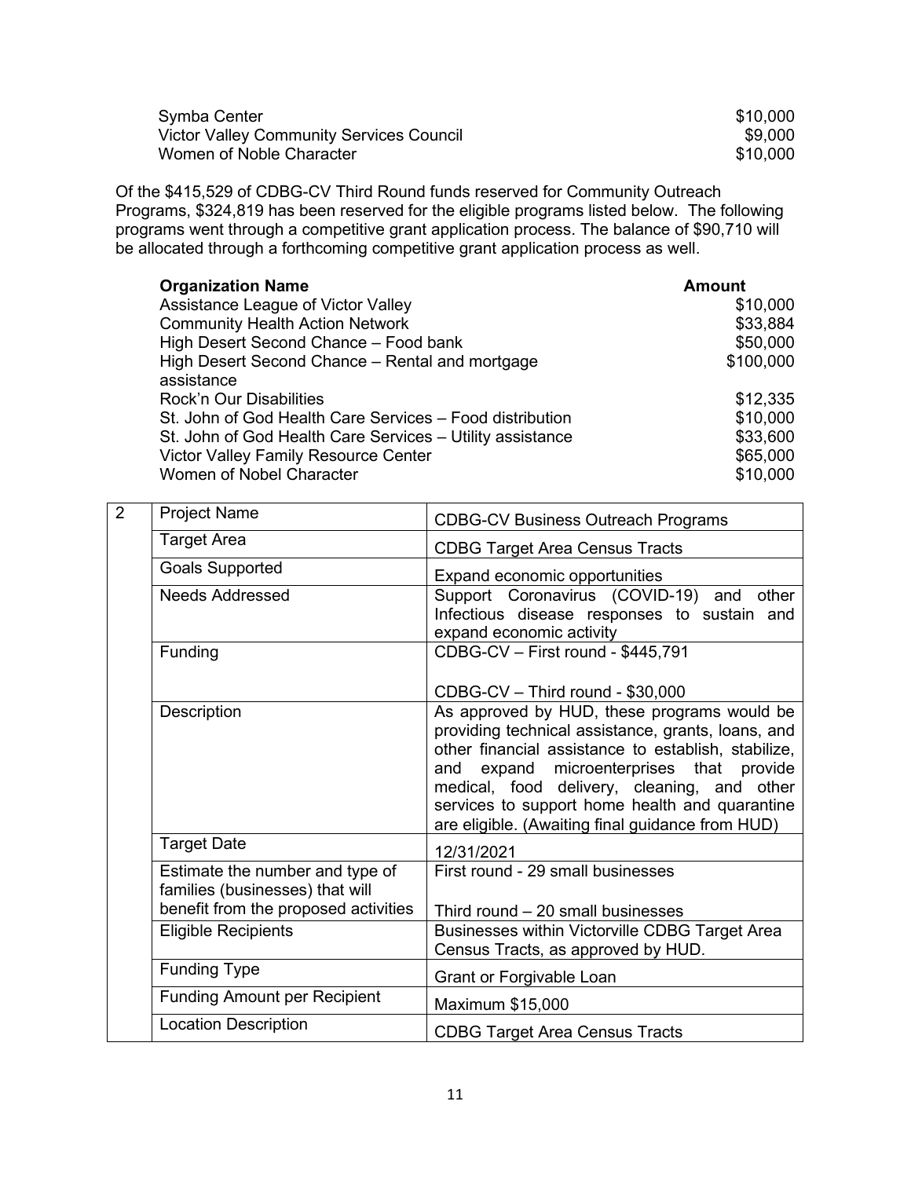| | |
|---|---|
| Symba Center | $10,000 |
| Victor Valley Community Services Council | $9,000 |
| Women of Noble Character | $10,000 |

Of the $415,529 of CDBG-CV Third Round funds reserved for Community Outreach Programs, $324,819 has been reserved for the eligible programs listed below. The following programs went through a competitive grant application process. The balance of $90,710 will be allocated through a forthcoming competitive grant application process as well.

| Organization Name | Amount |
|---|---|
| Assistance League of Victor Valley | $10,000 |
| Community Health Action Network | $33,884 |
| High Desert Second Chance – Food bank | $50,000 |
| High Desert Second Chance – Rental and mortgage assistance | $100,000 |
| Rock'n Our Disabilities | $12,335 |
| St. John of God Health Care Services – Food distribution | $10,000 |
| St. John of God Health Care Services – Utility assistance | $33,600 |
| Victor Valley Family Resource Center | $65,000 |
| Women of Nobel Character | $10,000 |

| 2 | Project Name | CDBG-CV Business Outreach Programs |
|---|---|---|
| | Target Area | CDBG Target Area Census Tracts |
| | Goals Supported | Expand economic opportunities |
| | Needs Addressed | Support Coronavirus (COVID-19) and other Infectious disease responses to sustain and expand economic activity |
| | Funding | CDBG-CV – First round - $445,791<br><br>CDBG-CV – Third round - $30,000 |
| | Description | As approved by HUD, these programs would be providing technical assistance, grants, loans, and other financial assistance to establish, stabilize, and expand microenterprises that provide medical, food delivery, cleaning, and other services to support home health and quarantine are eligible. (Awaiting final guidance from HUD) |
| | Target Date | 12/31/2021 |
| | Estimate the number and type of families (businesses) that will benefit from the proposed activities | First round - 29 small businesses<br><br>Third round – 20 small businesses |
| | Eligible Recipients | Businesses within Victorville CDBG Target Area Census Tracts, as approved by HUD. |
| | Funding Type | Grant or Forgivable Loan |
| | Funding Amount per Recipient | Maximum $15,000 |
| | Location Description | CDBG Target Area Census Tracts |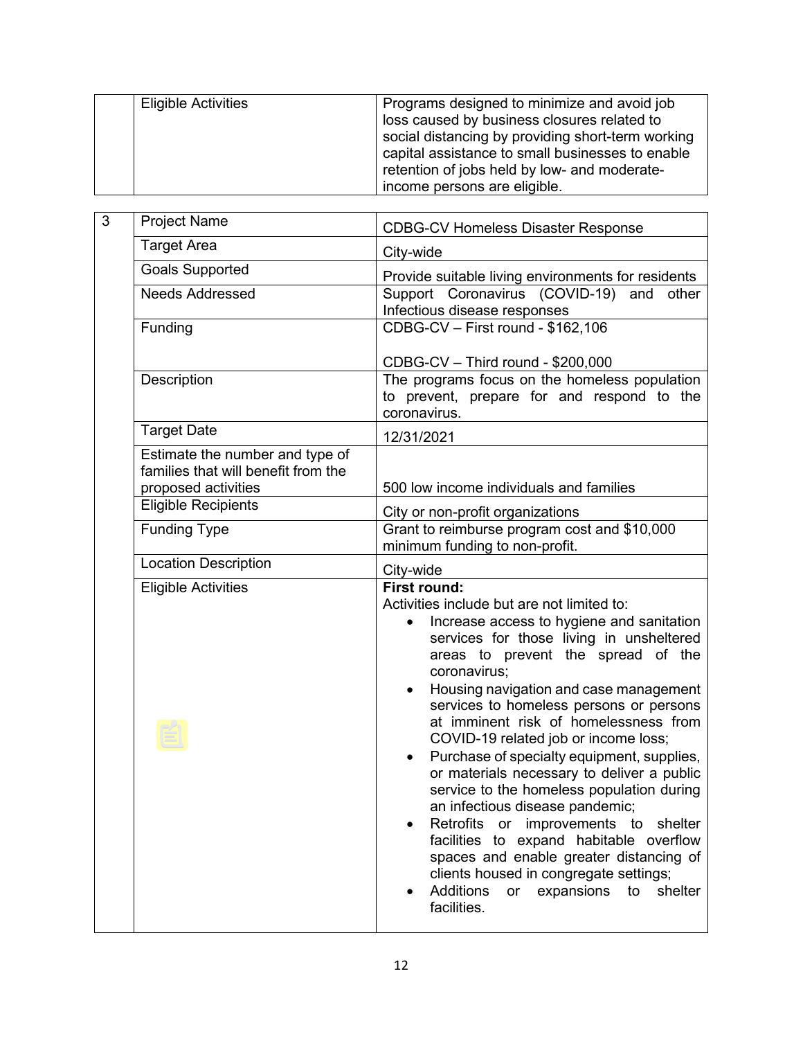| | | |
|---|---|---|
| | Eligible Activities | Programs designed to minimize and avoid job loss caused by business closures related to social distancing by providing short-term working capital assistance to small businesses to enable retention of jobs held by low- and moderate-income persons are eligible. |

| | | |
|---|---|---|
| 3 | Project Name | CDBG-CV Homeless Disaster Response |
| | Target Area | City-wide |
| | Goals Supported | Provide suitable living environments for residents |
| | Needs Addressed | Support Coronavirus (COVID-19) and other Infectious disease responses |
| | Funding | CDBG-CV – First round - $162,106<br><br>CDBG-CV – Third round - $200,000 |
| | Description | The programs focus on the homeless population to prevent, prepare for and respond to the coronavirus. |
| | Target Date | 12/31/2021 |
| | Estimate the number and type of families that will benefit from the proposed activities | 500 low income individuals and families |
| | Eligible Recipients | City or non-profit organizations |
| | Funding Type | Grant to reimburse program cost and $10,000 minimum funding to non-profit. |
| | Location Description | City-wide |
| | Eligible Activities | **First round:**<br>Activities include but are not limited to:<br>• Increase access to hygiene and sanitation services for those living in unsheltered areas to prevent the spread of the coronavirus;<br>• Housing navigation and case management services to homeless persons or persons at imminent risk of homelessness from COVID-19 related job or income loss;<br>• Purchase of specialty equipment, supplies, or materials necessary to deliver a public service to the homeless population during an infectious disease pandemic;<br>• Retrofits or improvements to shelter facilities to expand habitable overflow spaces and enable greater distancing of clients housed in congregate settings;<br>• Additions or expansions to shelter facilities. |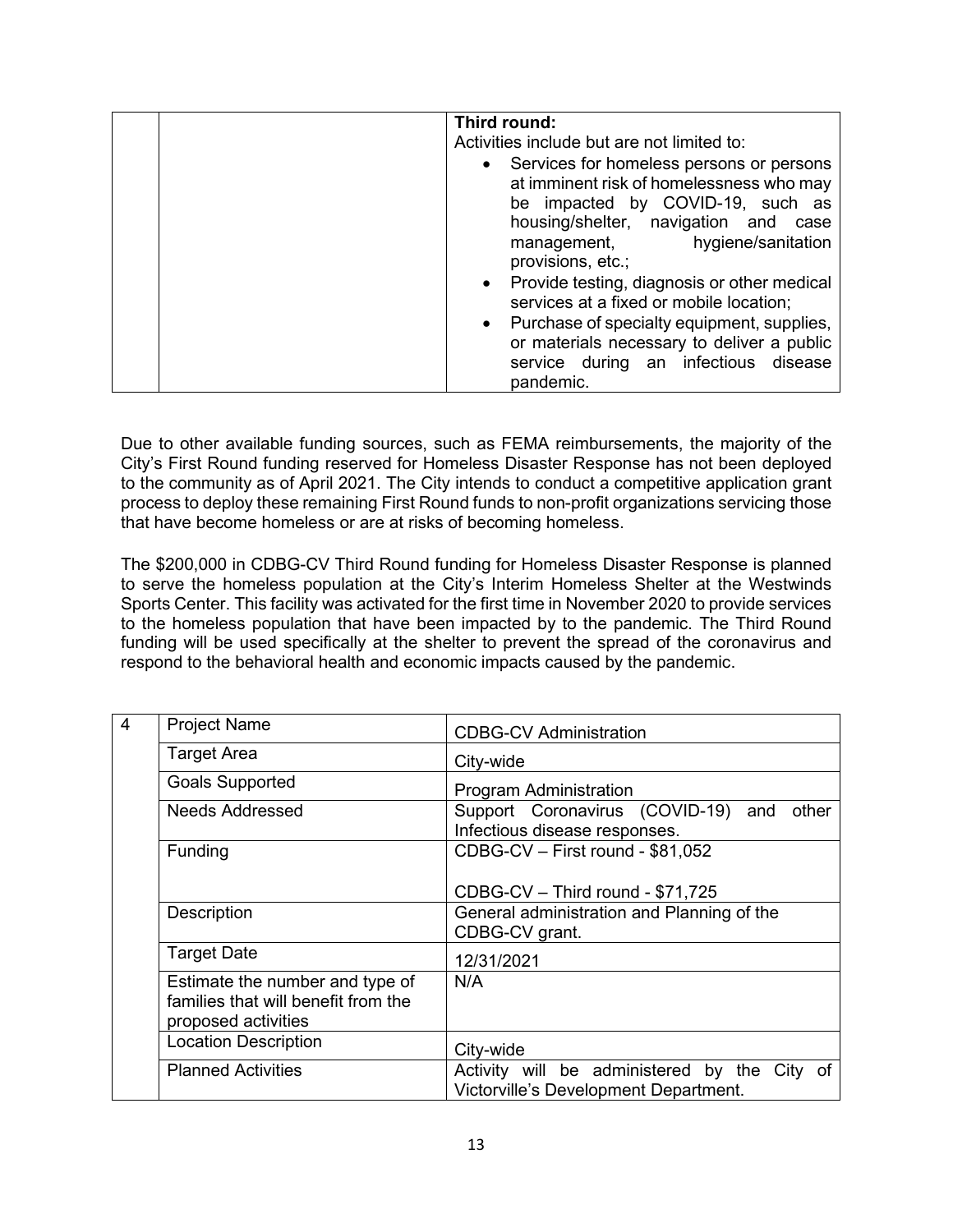| | | |
|---|---|---|
| | | **Third round:**<br>Activities include but are not limited to:<br>• Services for homeless persons or persons at imminent risk of homelessness who may be impacted by COVID-19, such as housing/shelter, navigation and case management, hygiene/sanitation provisions, etc.;<br>• Provide testing, diagnosis or other medical services at a fixed or mobile location;<br>• Purchase of specialty equipment, supplies, or materials necessary to deliver a public service during an infectious disease pandemic. |

Due to other available funding sources, such as FEMA reimbursements, the majority of the City's First Round funding reserved for Homeless Disaster Response has not been deployed to the community as of April 2021. The City intends to conduct a competitive application grant process to deploy these remaining First Round funds to non-profit organizations servicing those that have become homeless or are at risks of becoming homeless.

The $200,000 in CDBG-CV Third Round funding for Homeless Disaster Response is planned to serve the homeless population at the City's Interim Homeless Shelter at the Westwinds Sports Center. This facility was activated for the first time in November 2020 to provide services to the homeless population that have been impacted by to the pandemic. The Third Round funding will be used specifically at the shelter to prevent the spread of the coronavirus and respond to the behavioral health and economic impacts caused by the pandemic.

| | | |
|---|---|---|
| 4 | Project Name | CDBG-CV Administration |
| | Target Area | City-wide |
| | Goals Supported | Program Administration |
| | Needs Addressed | Support Coronavirus (COVID-19) and other Infectious disease responses. |
| | Funding | CDBG-CV – First round - $81,052<br><br>CDBG-CV – Third round - $71,725 |
| | Description | General administration and Planning of the CDBG-CV grant. |
| | Target Date | 12/31/2021 |
| | Estimate the number and type of families that will benefit from the proposed activities | N/A |
| | Location Description | City-wide |
| | Planned Activities | Activity will be administered by the City of Victorville's Development Department. |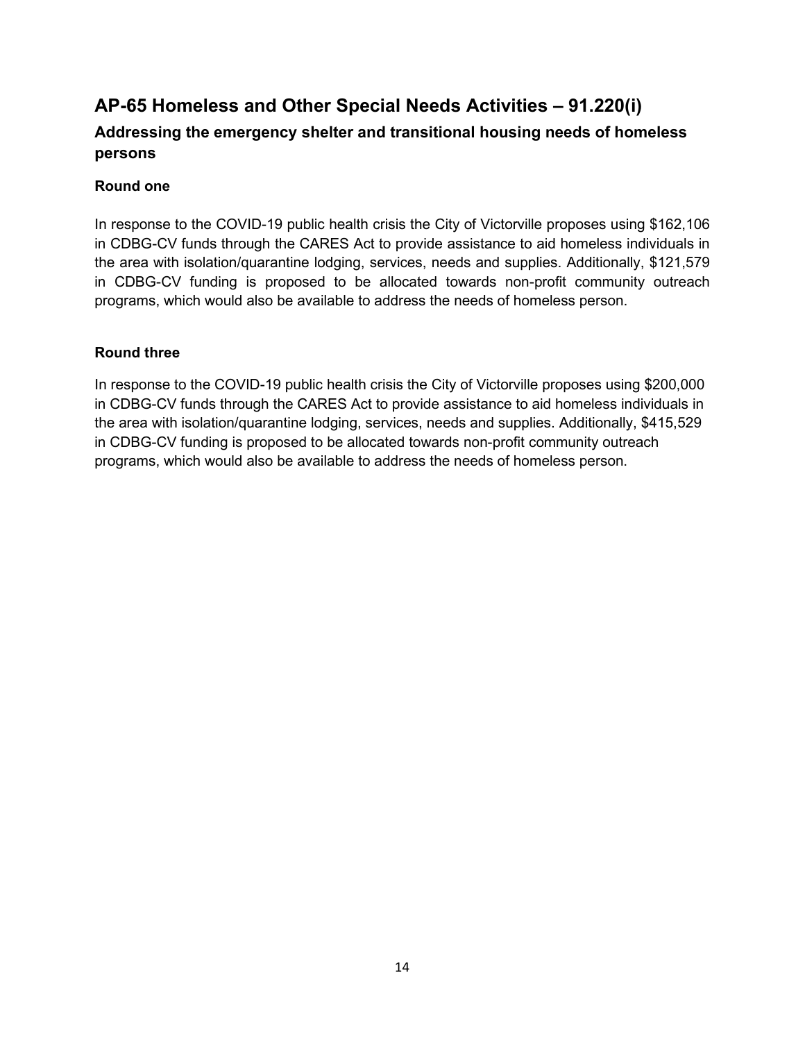## AP-65 Homeless and Other Special Needs Activities – 91.220(i)

### Addressing the emergency shelter and transitional housing needs of homeless persons

**Round one**

In response to the COVID-19 public health crisis the City of Victorville proposes using $162,106 in CDBG-CV funds through the CARES Act to provide assistance to aid homeless individuals in the area with isolation/quarantine lodging, services, needs and supplies. Additionally, $121,579 in CDBG-CV funding is proposed to be allocated towards non-profit community outreach programs, which would also be available to address the needs of homeless person.

**Round three**

In response to the COVID-19 public health crisis the City of Victorville proposes using $200,000 in CDBG-CV funds through the CARES Act to provide assistance to aid homeless individuals in the area with isolation/quarantine lodging, services, needs and supplies. Additionally, $415,529 in CDBG-CV funding is proposed to be allocated towards non-profit community outreach programs, which would also be available to address the needs of homeless person.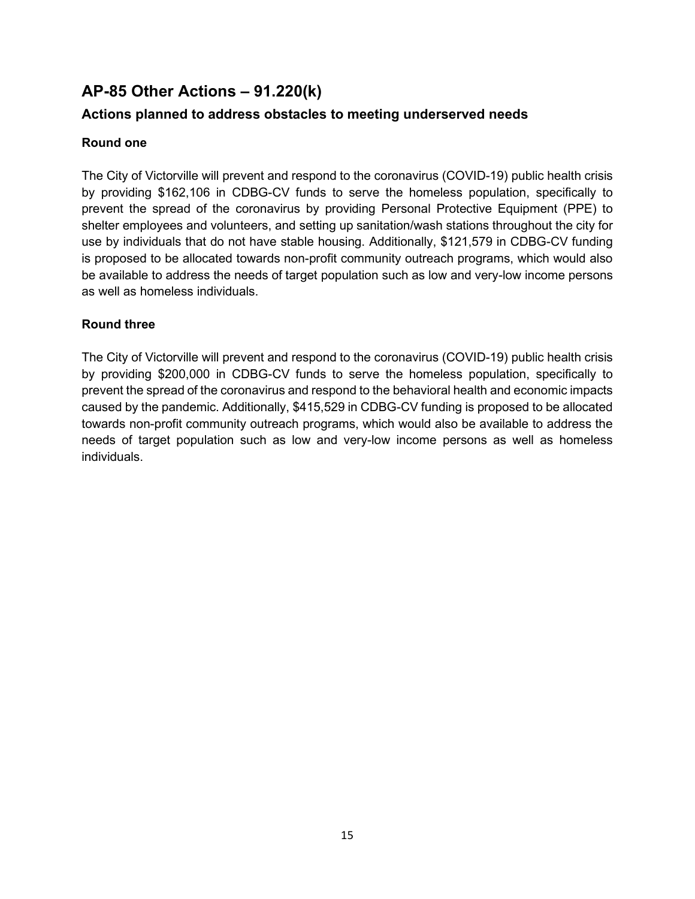## AP-85 Other Actions – 91.220(k)

### Actions planned to address obstacles to meeting underserved needs

**Round one**

The City of Victorville will prevent and respond to the coronavirus (COVID-19) public health crisis by providing $162,106 in CDBG-CV funds to serve the homeless population, specifically to prevent the spread of the coronavirus by providing Personal Protective Equipment (PPE) to shelter employees and volunteers, and setting up sanitation/wash stations throughout the city for use by individuals that do not have stable housing. Additionally, $121,579 in CDBG-CV funding is proposed to be allocated towards non-profit community outreach programs, which would also be available to address the needs of target population such as low and very-low income persons as well as homeless individuals.

**Round three**

The City of Victorville will prevent and respond to the coronavirus (COVID-19) public health crisis by providing $200,000 in CDBG-CV funds to serve the homeless population, specifically to prevent the spread of the coronavirus and respond to the behavioral health and economic impacts caused by the pandemic. Additionally, $415,529 in CDBG-CV funding is proposed to be allocated towards non-profit community outreach programs, which would also be available to address the needs of target population such as low and very-low income persons as well as homeless individuals.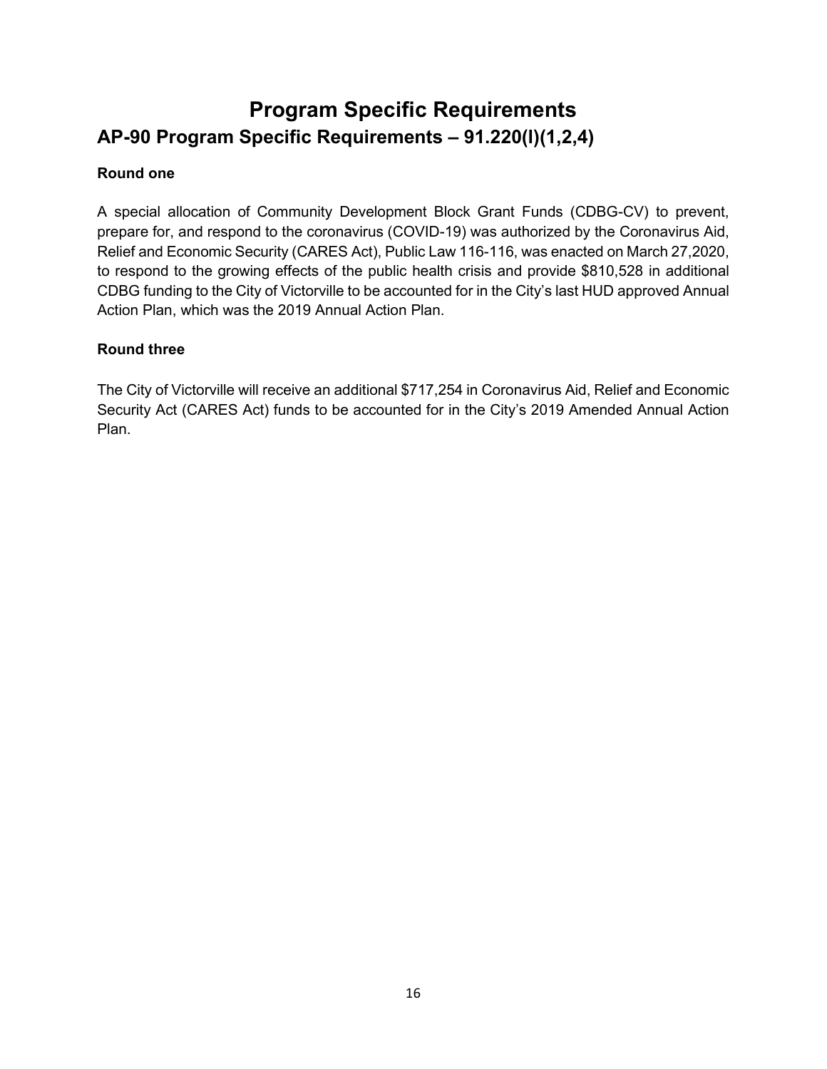# Program Specific Requirements

## AP-90 Program Specific Requirements – 91.220(l)(1,2,4)

**Round one**

A special allocation of Community Development Block Grant Funds (CDBG-CV) to prevent, prepare for, and respond to the coronavirus (COVID-19) was authorized by the Coronavirus Aid, Relief and Economic Security (CARES Act), Public Law 116-116, was enacted on March 27,2020, to respond to the growing effects of the public health crisis and provide $810,528 in additional CDBG funding to the City of Victorville to be accounted for in the City's last HUD approved Annual Action Plan, which was the 2019 Annual Action Plan.

**Round three**

The City of Victorville will receive an additional $717,254 in Coronavirus Aid, Relief and Economic Security Act (CARES Act) funds to be accounted for in the City's 2019 Amended Annual Action Plan.